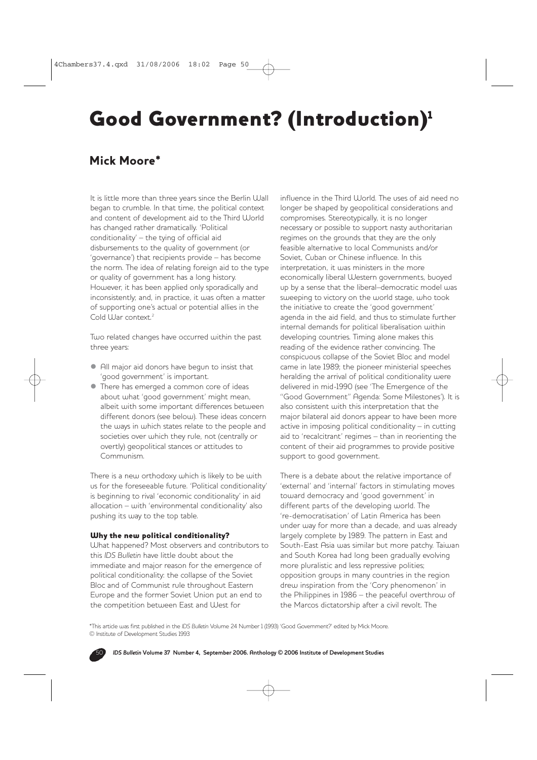# Good Government? (Introduction)[1]

## Mick Moore*

It is little more than three years since the Berlin Wall began to crumble. In that time, the political context and content of development aid to the Third World has changed rather dramatically. 'Political conditionality' – the tying of official aid disbursements to the quality of government (or 'governance') that recipients provide – has become the norm. The idea of relating foreign aid to the type or quality of government has a long history. However, it has been applied only sporadically and inconsistently; and, in practice, it was often a matter of supporting one's actual or potential allies in the Cold War context.[2]

Two related changes have occurred within the past three years:

- All major aid donors have begun to insist that 'good government' is important.
- There has emerged a common core of ideas about what 'good government' might mean, albeit with some important differences between different donors (see below). These ideas concern the ways in which states relate to the people and societies over which they rule, not (centrally or overtly) geopolitical stances or attitudes to Communism.

There is a new orthodoxy which is likely to be with us for the foreseeable future. 'Political conditionality' is beginning to rival 'economic conditionality' in aid allocation – with 'environmental conditionality' also pushing its way to the top table.

### Why the new political conditionality?

What happened? Most observers and contributors to this *IDS Bulletin* have little doubt about the immediate and major reason for the emergence of political conditionality: the collapse of the Soviet Bloc and of Communist rule throughout Eastern Europe and the former Soviet Union put an end to the competition between East and West for influence in the Third World. The uses of aid need no longer be shaped by geopolitical considerations and compromises. Stereotypically, it is no longer necessary or possible to support nasty authoritarian regimes on the grounds that they are the only feasible alternative to local Communists and/or Soviet, Cuban or Chinese influence. In this interpretation, it was ministers in the more economically liberal Western governments, buoyed up by a sense that the liberal–democratic model was sweeping to victory on the world stage, who took the initiative to create the 'good government' agenda in the aid field, and thus to stimulate further internal demands for political liberalisation within developing countries. Timing alone makes this reading of the evidence rather convincing. The conspicuous collapse of the Soviet Bloc and model came in late 1989; the pioneer ministerial speeches heralding the arrival of political conditionality were delivered in mid-1990 (see 'The Emergence of the "Good Government" Agenda: Some Milestones'). It is also consistent with this interpretation that the major bilateral aid donors appear to have been more active in imposing political conditionality – in cutting aid to 'recalcitrant' regimes – than in reorienting the content of their aid programmes to provide positive support to good government.

There is a debate about the relative importance of 'external' and 'internal' factors in stimulating moves toward democracy and 'good government' in different parts of the developing world. The 're-democratisation' of Latin America has been under way for more than a decade, and was already largely complete by 1989. The pattern in East and South-East Asia was similar but more patchy. Taiwan and South Korea had long been gradually evolving more pluralistic and less repressive polities; opposition groups in many countries in the region drew inspiration from the 'Cory phenomenon' in the Philippines in 1986 – the peaceful overthrow of the Marcos dictatorship after a civil revolt. The

*This article was first published in the *IDS Bulletin* Volume 24 Number 1 (1993) 'Good Government?' edited by Mick Moore.
© Institute of Development Studies 1993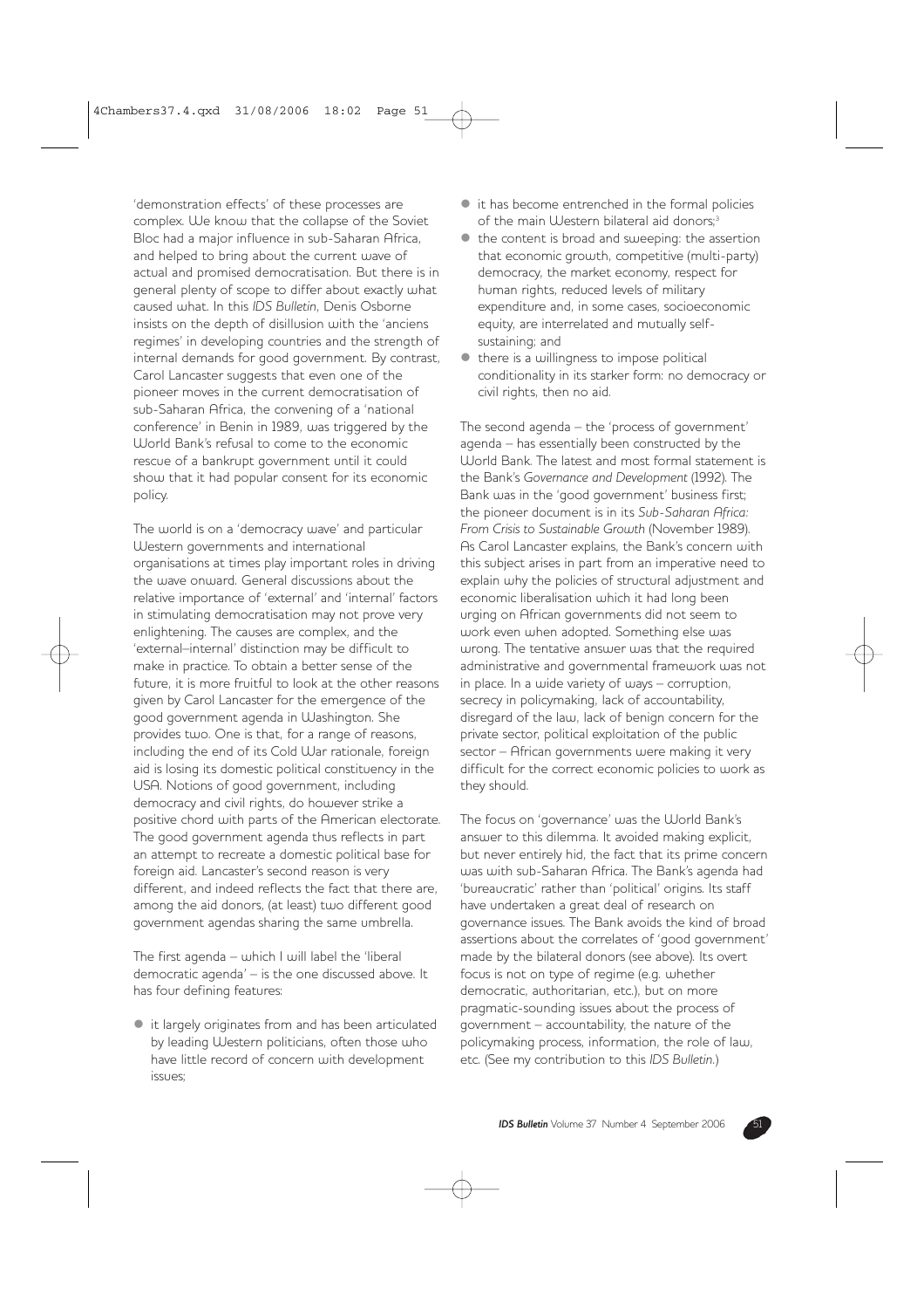'demonstration effects' of these processes are complex. We know that the collapse of the Soviet Bloc had a major influence in sub-Saharan Africa, and helped to bring about the current wave of actual and promised democratisation. But there is in general plenty of scope to differ about exactly what caused what. In this *IDS Bulletin*, Denis Osborne insists on the depth of disillusion with the 'anciens regimes' in developing countries and the strength of internal demands for good government. By contrast, Carol Lancaster suggests that even one of the pioneer moves in the current democratisation of sub-Saharan Africa, the convening of a 'national conference' in Benin in 1989, was triggered by the World Bank's refusal to come to the economic rescue of a bankrupt government until it could show that it had popular consent for its economic policy.

The world is on a 'democracy wave' and particular Western governments and international organisations at times play important roles in driving the wave onward. General discussions about the relative importance of 'external' and 'internal' factors in stimulating democratisation may not prove very enlightening. The causes are complex, and the 'external–internal' distinction may be difficult to make in practice. To obtain a better sense of the future, it is more fruitful to look at the other reasons given by Carol Lancaster for the emergence of the good government agenda in Washington. She provides two. One is that, for a range of reasons, including the end of its Cold War rationale, foreign aid is losing its domestic political constituency in the USA. Notions of good government, including democracy and civil rights, do however strike a positive chord with parts of the American electorate. The good government agenda thus reflects in part an attempt to recreate a domestic political base for foreign aid. Lancaster's second reason is very different, and indeed reflects the fact that there are, among the aid donors, (at least) two different good government agendas sharing the same umbrella.

The first agenda – which I will label the 'liberal democratic agenda' – is the one discussed above. It has four defining features:

- it largely originates from and has been articulated by leading Western politicians, often those who have little record of concern with development issues;
- it has become entrenched in the formal policies of the main Western bilateral aid donors;[3]
- the content is broad and sweeping: the assertion that economic growth, competitive (multi-party) democracy, the market economy, respect for human rights, reduced levels of military expenditure and, in some cases, socioeconomic equity, are interrelated and mutually self-sustaining; and
- there is a willingness to impose political conditionality in its starker form: no democracy or civil rights, then no aid.

The second agenda – the 'process of government' agenda – has essentially been constructed by the World Bank. The latest and most formal statement is the Bank's *Governance and Development* (1992). The Bank was in the 'good government' business first; the pioneer document is in its *Sub-Saharan Africa: From Crisis to Sustainable Growth* (November 1989). As Carol Lancaster explains, the Bank's concern with this subject arises in part from an imperative need to explain why the policies of structural adjustment and economic liberalisation which it had long been urging on African governments did not seem to work even when adopted. Something else was wrong. The tentative answer was that the required administrative and governmental framework was not in place. In a wide variety of ways – corruption, secrecy in policymaking, lack of accountability, disregard of the law, lack of benign concern for the private sector, political exploitation of the public sector – African governments were making it very difficult for the correct economic policies to work as they should.

The focus on 'governance' was the World Bank's answer to this dilemma. It avoided making explicit, but never entirely hid, the fact that its prime concern was with sub-Saharan Africa. The Bank's agenda had 'bureaucratic' rather than 'political' origins. Its staff have undertaken a great deal of research on governance issues. The Bank avoids the kind of broad assertions about the correlates of 'good government' made by the bilateral donors (see above). Its overt focus is not on type of regime (e.g. whether democratic, authoritarian, etc.), but on more pragmatic-sounding issues about the process of government – accountability, the nature of the policymaking process, information, the role of law, etc. (See my contribution to this *IDS Bulletin*.)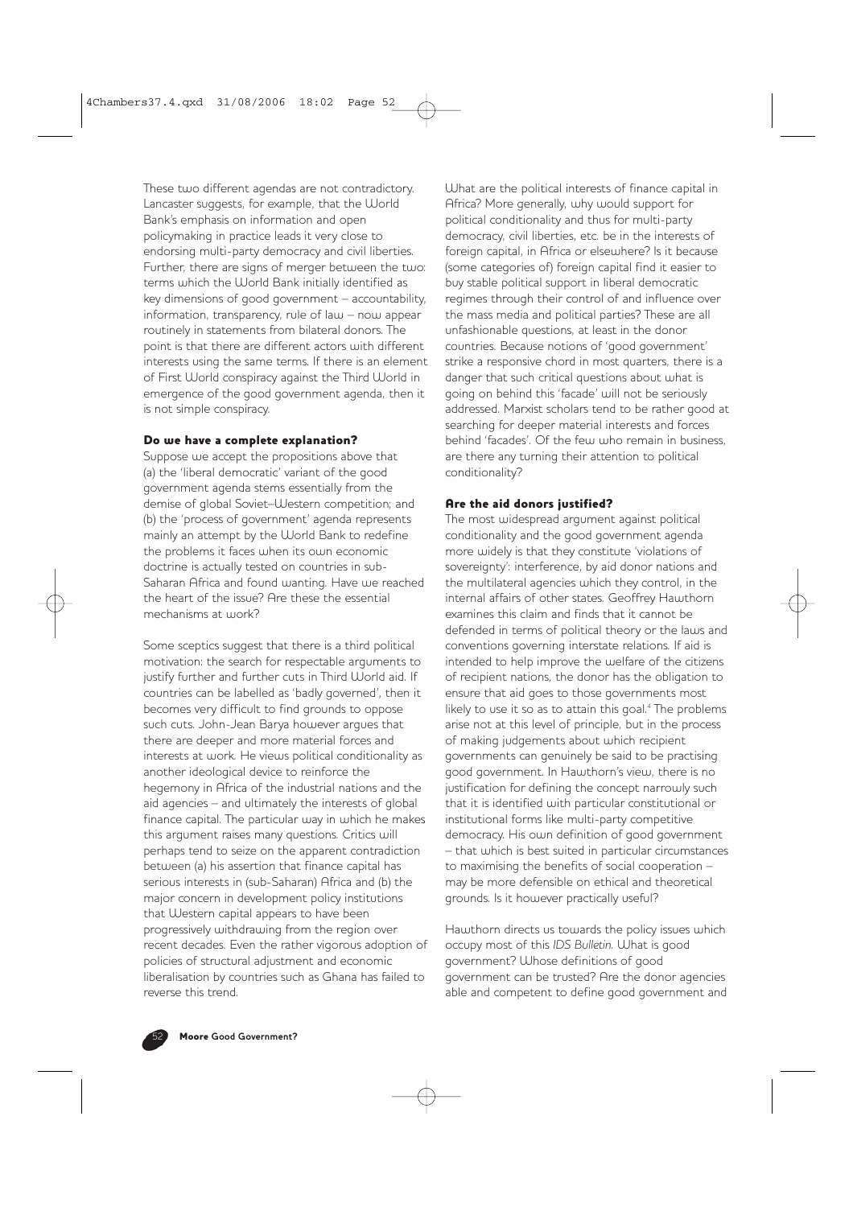These two different agendas are not contradictory. Lancaster suggests, for example, that the World Bank's emphasis on information and open policymaking in practice leads it very close to endorsing multi-party democracy and civil liberties. Further, there are signs of merger between the two: terms which the World Bank initially identified as key dimensions of good government – accountability, information, transparency, rule of law – now appear routinely in statements from bilateral donors. The point is that there are different actors with different interests using the same terms. If there is an element of First World conspiracy against the Third World in emergence of the good government agenda, then it is not simple conspiracy.

## Do we have a complete explanation?

Suppose we accept the propositions above that (a) the 'liberal democratic' variant of the good government agenda stems essentially from the demise of global Soviet–Western competition; and (b) the 'process of government' agenda represents mainly an attempt by the World Bank to redefine the problems it faces when its own economic doctrine is actually tested on countries in sub-Saharan Africa and found wanting. Have we reached the heart of the issue? Are these the essential mechanisms at work?

Some sceptics suggest that there is a third political motivation: the search for respectable arguments to justify further and further cuts in Third World aid. If countries can be labelled as 'badly governed', then it becomes very difficult to find grounds to oppose such cuts. John-Jean Barya however argues that there are deeper and more material forces and interests at work. He views political conditionality as another ideological device to reinforce the hegemony in Africa of the industrial nations and the aid agencies – and ultimately the interests of global finance capital. The particular way in which he makes this argument raises many questions. Critics will perhaps tend to seize on the apparent contradiction between (a) his assertion that finance capital has serious interests in (sub-Saharan) Africa and (b) the major concern in development policy institutions that Western capital appears to have been progressively withdrawing from the region over recent decades. Even the rather vigorous adoption of policies of structural adjustment and economic liberalisation by countries such as Ghana has failed to reverse this trend.

What are the political interests of finance capital in Africa? More generally, why would support for political conditionality and thus for multi-party democracy, civil liberties, etc. be in the interests of foreign capital, in Africa or elsewhere? Is it because (some categories of) foreign capital find it easier to buy stable political support in liberal democratic regimes through their control of and influence over the mass media and political parties? These are all unfashionable questions, at least in the donor countries. Because notions of 'good government' strike a responsive chord in most quarters, there is a danger that such critical questions about what is going on behind this 'facade' will not be seriously addressed. Marxist scholars tend to be rather good at searching for deeper material interests and forces behind 'facades'. Of the few who remain in business, are there any turning their attention to political conditionality?

## Are the aid donors justified?

The most widespread argument against political conditionality and the good government agenda more widely is that they constitute 'violations of sovereignty': interference, by aid donor nations and the multilateral agencies which they control, in the internal affairs of other states. Geoffrey Hawthorn examines this claim and finds that it cannot be defended in terms of political theory or the laws and conventions governing interstate relations. If aid is intended to help improve the welfare of the citizens of recipient nations, the donor has the obligation to ensure that aid goes to those governments most likely to use it so as to attain this goal.[4] The problems arise not at this level of principle, but in the process of making judgements about which recipient governments can genuinely be said to be practising good government. In Hawthorn's view, there is no justification for defining the concept narrowly such that it is identified with particular constitutional or institutional forms like multi-party competitive democracy. His own definition of good government – that which is best suited in particular circumstances to maximising the benefits of social cooperation – may be more defensible on ethical and theoretical grounds. Is it however practically useful?

Hawthorn directs us towards the policy issues which occupy most of this *IDS Bulletin*. What is good government? Whose definitions of good government can be trusted? Are the donor agencies able and competent to define good government and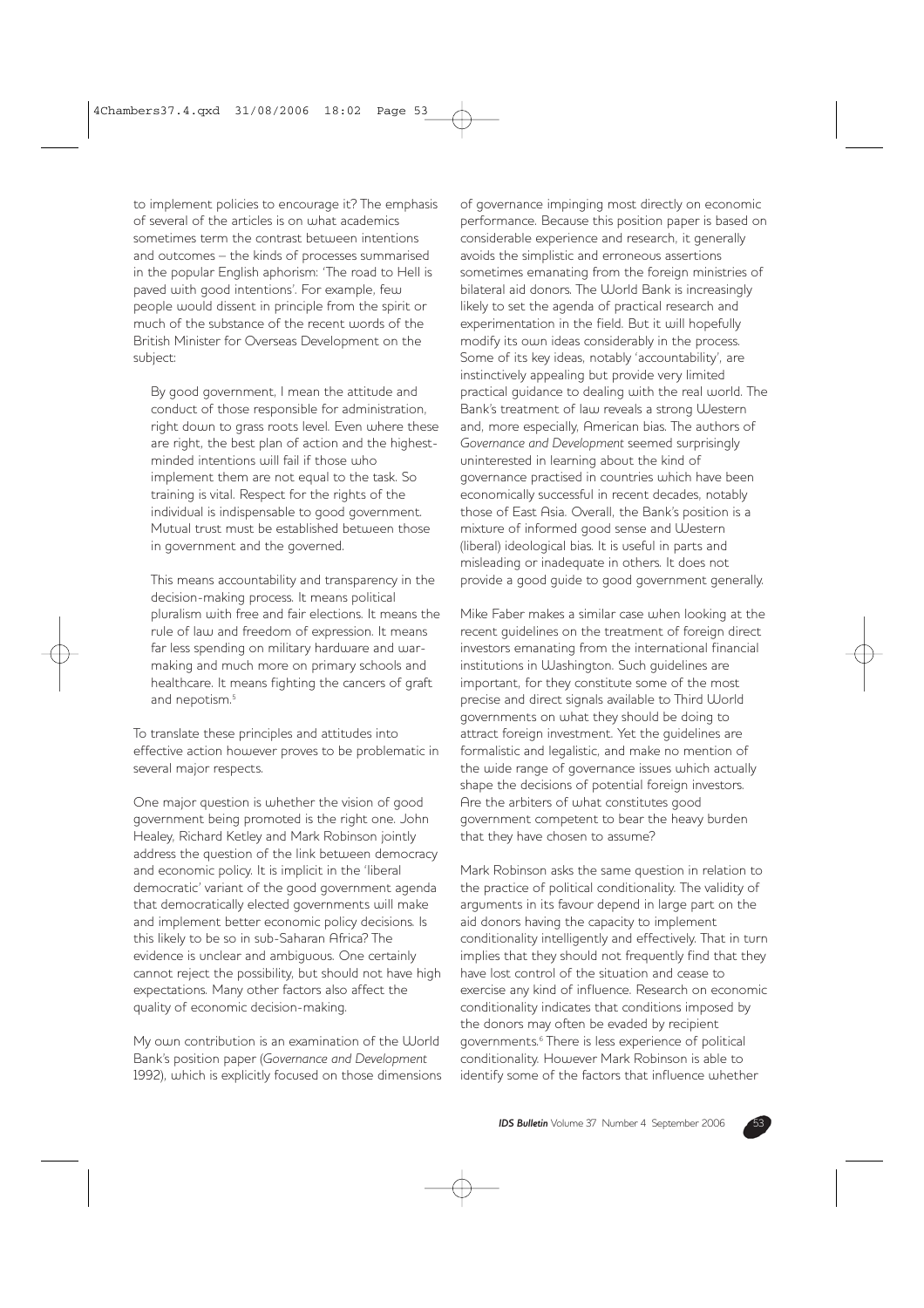to implement policies to encourage it? The emphasis of several of the articles is on what academics sometimes term the contrast between intentions and outcomes – the kinds of processes summarised in the popular English aphorism: 'The road to Hell is paved with good intentions'. For example, few people would dissent in principle from the spirit or much of the substance of the recent words of the British Minister for Overseas Development on the subject:

> By good government, I mean the attitude and conduct of those responsible for administration, right down to grass roots level. Even where these are right, the best plan of action and the highest-minded intentions will fail if those who implement them are not equal to the task. So training is vital. Respect for the rights of the individual is indispensable to good government. Mutual trust must be established between those in government and the governed.
>
> This means accountability and transparency in the decision-making process. It means political pluralism with free and fair elections. It means the rule of law and freedom of expression. It means far less spending on military hardware and war-making and much more on primary schools and healthcare. It means fighting the cancers of graft and nepotism.[5]

To translate these principles and attitudes into effective action however proves to be problematic in several major respects.

One major question is whether the vision of good government being promoted is the right one. John Healey, Richard Ketley and Mark Robinson jointly address the question of the link between democracy and economic policy. It is implicit in the 'liberal democratic' variant of the good government agenda that democratically elected governments will make and implement better economic policy decisions. Is this likely to be so in sub-Saharan Africa? The evidence is unclear and ambiguous. One certainly cannot reject the possibility, but should not have high expectations. Many other factors also affect the quality of economic decision-making.

My own contribution is an examination of the World Bank's position paper (*Governance and Development* 1992), which is explicitly focused on those dimensions of governance impinging most directly on economic performance. Because this position paper is based on considerable experience and research, it generally avoids the simplistic and erroneous assertions sometimes emanating from the foreign ministries of bilateral aid donors. The World Bank is increasingly likely to set the agenda of practical research and experimentation in the field. But it will hopefully modify its own ideas considerably in the process. Some of its key ideas, notably 'accountability', are instinctively appealing but provide very limited practical guidance to dealing with the real world. The Bank's treatment of law reveals a strong Western and, more especially, American bias. The authors of *Governance and Development* seemed surprisingly uninterested in learning about the kind of governance practised in countries which have been economically successful in recent decades, notably those of East Asia. Overall, the Bank's position is a mixture of informed good sense and Western (liberal) ideological bias. It is useful in parts and misleading or inadequate in others. It does not provide a good guide to good government generally.

Mike Faber makes a similar case when looking at the recent guidelines on the treatment of foreign direct investors emanating from the international financial institutions in Washington. Such guidelines are important, for they constitute some of the most precise and direct signals available to Third World governments on what they should be doing to attract foreign investment. Yet the guidelines are formalistic and legalistic, and make no mention of the wide range of governance issues which actually shape the decisions of potential foreign investors. Are the arbiters of what constitutes good government competent to bear the heavy burden that they have chosen to assume?

Mark Robinson asks the same question in relation to the practice of political conditionality. The validity of arguments in its favour depend in large part on the aid donors having the capacity to implement conditionality intelligently and effectively. That in turn implies that they should not frequently find that they have lost control of the situation and cease to exercise any kind of influence. Research on economic conditionality indicates that conditions imposed by the donors may often be evaded by recipient governments.[6] There is less experience of political conditionality. However Mark Robinson is able to identify some of the factors that influence whether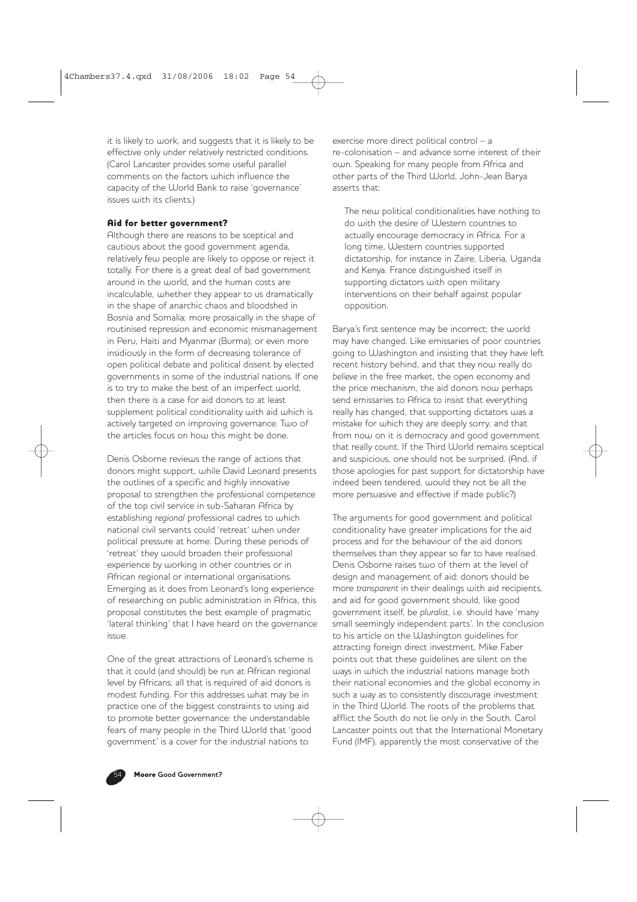it is likely to work, and suggests that it is likely to be effective only under relatively restricted conditions. (Carol Lancaster provides some useful parallel comments on the factors which influence the capacity of the World Bank to raise 'governance' issues with its clients.)

### Aid for better government?

Although there are reasons to be sceptical and cautious about the good government agenda, relatively few people are likely to oppose or reject it totally. For there is a great deal of bad government around in the world, and the human costs are incalculable, whether they appear to us dramatically in the shape of anarchic chaos and bloodshed in Bosnia and Somalia; more prosaically in the shape of routinised repression and economic mismanagement in Peru, Haiti and Myanmar (Burma); or even more insidiously in the form of decreasing tolerance of open political debate and political dissent by elected governments in some of the industrial nations. If one is to try to make the best of an imperfect world, then there is a case for aid donors to at least supplement political conditionality with aid which is actively targeted on improving governance. Two of the articles focus on how this might be done.

Denis Osborne reviews the range of actions that donors might support, while David Leonard presents the outlines of a specific and highly innovative proposal to strengthen the professional competence of the top civil service in sub-Saharan Africa by establishing *regional* professional cadres to which national civil servants could 'retreat' when under political pressure at home. During these periods of 'retreat' they would broaden their professional experience by working in other countries or in African regional or international organisations. Emerging as it does from Leonard's long experience of researching on public administration in Africa, this proposal constitutes the best example of pragmatic 'lateral thinking' that I have heard on the governance issue.

One of the great attractions of Leonard's scheme is that it could (and should) be run at African regional level by Africans; all that is required of aid donors is modest funding. For this addresses what may be in practice one of the biggest constraints to using aid to promote better governance: the understandable fears of many people in the Third World that 'good government' is a cover for the industrial nations to exercise more direct political control – a re-colonisation – and advance some interest of their own. Speaking for many people from Africa and other parts of the Third World, John-Jean Barya asserts that:

> The new political conditionalities have nothing to do with the desire of Western countries to actually encourage democracy in Africa. For a long time, Western countries supported dictatorship, for instance in Zaire, Liberia, Uganda and Kenya. France distinguished itself in supporting dictators with open military interventions on their behalf against popular opposition.

Barya's first sentence may be incorrect; the world may have changed. Like emissaries of poor countries going to Washington and insisting that they have left recent history behind, and that they now really do *believe* in the free market, the open economy and the price mechanism, the aid donors now perhaps send emissaries to Africa to insist that everything really has changed, that supporting dictators was a mistake for which they are deeply sorry, and that from now on it is democracy and good government that really count. If the Third World remains sceptical and suspicious, one should not be surprised. (And, if those apologies for past support for dictatorship have indeed been tendered, would they not be all the more persuasive and effective if made public?)

The arguments for good government and political conditionality have greater implications for the aid process and for the behaviour of the aid donors themselves than they appear so far to have realised. Denis Osborne raises two of them at the level of design and management of aid: donors should be more *transparent* in their dealings with aid recipients, and aid for good government should, like good government itself, be *pluralist*, i.e. should have 'many small seemingly independent parts'. In the conclusion to his article on the Washington guidelines for attracting foreign direct investment, Mike Faber points out that these guidelines are silent on the ways in which the industrial nations manage both their national economies and the global economy in such a way as to consistently discourage investment in the Third World. The roots of the problems that afflict the South do not lie only in the South. Carol Lancaster points out that the International Monetary Fund (IMF), apparently the most conservative of the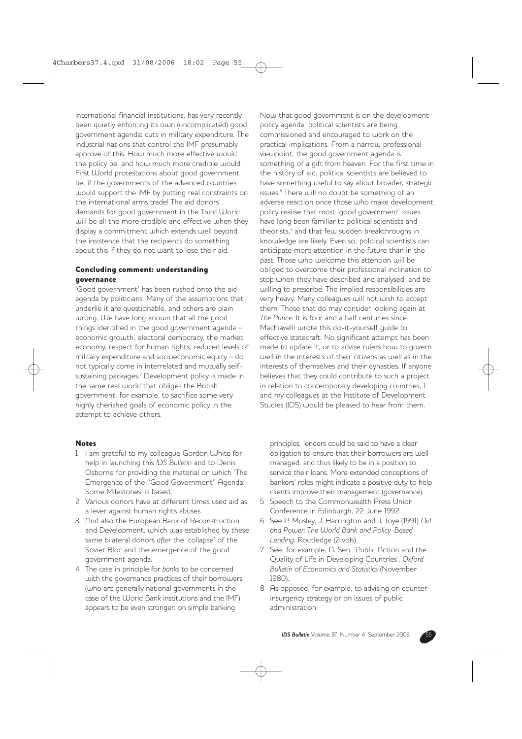international financial institutions, has very recently been quietly enforcing its own (uncomplicated) good government agenda: cuts in military expenditure. The industrial nations that control the IMF presumably approve of this. How much more effective would the policy be, and how much more credible would First World protestations about good government be, if the governments of the advanced countries would support the IMF by putting real constraints on the international arms trade! The aid donors' demands for good government in the Third World will be all the more credible and effective when they display a commitment which extends well beyond the insistence that the recipients do something about this if they do not want to lose their aid.

## Concluding comment: understanding governance

'Good government' has been rushed onto the aid agenda by politicians. Many of the assumptions that underlie it are questionable, and others are plain wrong. We have long known that all the good things identified in the good government agenda – economic growth, electoral democracy, the market economy, respect for human rights, reduced levels of military expenditure and socioeconomic equity – do not typically come in interrelated and mutually self-sustaining packages.[7] Development policy is made in the same real world that obliges the British government, for example, to sacrifice some very highly cherished goals of economic policy in the attempt to achieve others.

Now that good government is on the development policy agenda, political scientists are being commissioned and encouraged to work on the practical implications. From a narrow professional viewpoint, the good government agenda is something of a gift from heaven. For the first time in the history of aid, political scientists are believed to have something useful to say about broader, strategic issues.[8] There will no doubt be something of an adverse reaction once those who make development policy realise that most 'good government' issues have long been familiar to political scientists and theorists,[9] and that few sudden breakthroughs in knowledge are likely. Even so, political scientists can anticipate more attention in the future than in the past. Those who welcome this attention will be obliged to overcome their professional inclination to stop when they have described and analysed, and be willing to prescribe. The implied responsibilities are very heavy. Many colleagues will not wish to accept them. Those that do may consider looking again at *The Prince*. It is four and a half centuries since Machiavelli wrote this do-it-yourself guide to effective statecraft. No significant attempt has been made to update it, or to advise rulers how to govern well in the interests of their citizens as well as in the interests of themselves and their dynasties. If anyone believes that they could contribute to such a project in relation to contemporary developing countries, I and my colleagues at the Institute of Development Studies (IDS) would be pleased to hear from them.

## Notes

1. I am grateful to my colleague Gordon White for help in launching this *IDS Bulletin* and to Denis Osborne for providing the material on which 'The Emergence of the "Good Government" Agenda: Some Milestones' is based.
2. Various donors have at different times used aid as a lever against human rights abuses.
3. And also the European Bank of Reconstruction and Development, which was established by these same bilateral donors *after* the 'collapse' of the Soviet Bloc and the emergence of the good government agenda.
4. The case in principle for *banks* to be concerned with the governance practices of their borrowers (who are generally national governments in the case of the World Bank institutions and the IMF) appears to be even stronger: on simple banking principles, lenders could be said to have a clear obligation to ensure that their borrowers are well managed, and thus likely to be in a position to service their loans. More extended conceptions of bankers' roles might indicate a positive duty to help clients improve their management (governance).
5. Speech to the Commonwealth Press Union Conference in Edinburgh, 22 June 1992.
6. See P. Mosley, J. Harrington and J. Toye (1991) *Aid and Power: The World Bank and Policy-Based Lending*, Routledge (2 vols).
7. See, for example, A. Sen, 'Public Action and the Quality of Life in Developing Countries', *Oxford Bulletin of Economics and Statistics* (November 1980).
8. As opposed, for example, to advising on counter-insurgency strategy or on issues of public administration.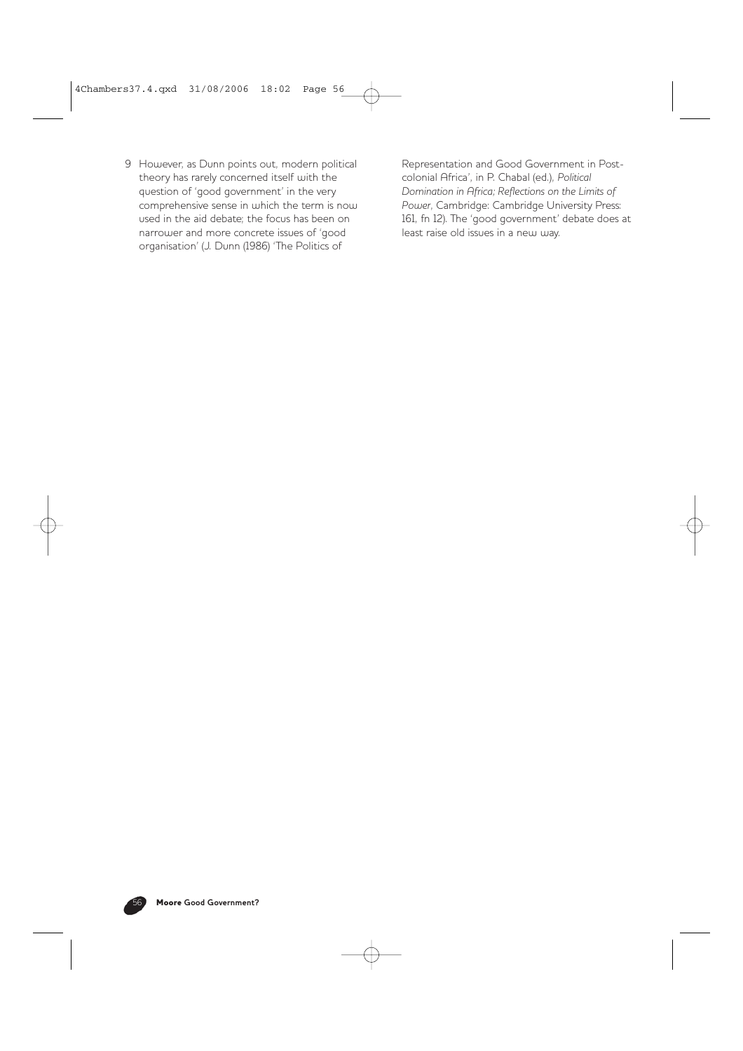9 However, as Dunn points out, modern political theory has rarely concerned itself with the question of 'good government' in the very comprehensive sense in which the term is now used in the aid debate; the focus has been on narrower and more concrete issues of 'good organisation' (J. Dunn (1986) 'The Politics of Representation and Good Government in Post-colonial Africa', in P. Chabal (ed.), *Political Domination in Africa; Reflections on the Limits of Power*, Cambridge: Cambridge University Press: 161, fn 12). The 'good government' debate does at least raise old issues in a new way.